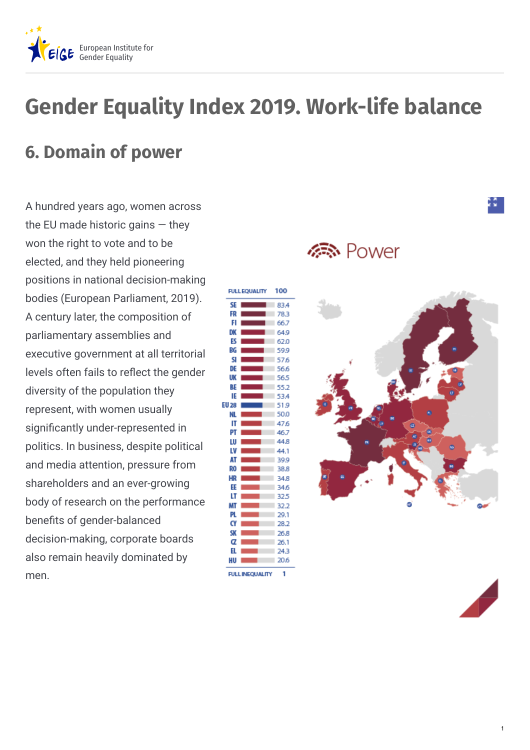# Gender Equality Index 2019. Work-life balance

## 6. Domain of power

A hundred years ago, women across the EU made historic gains — they won the right to vote and to be elected, and they held pioneering positions in national decision-making bodies (European Parliament, 2019). A century later, the composition of parliamentary assemblies and executive government at all territorial levels often fails to reflect the gender diversity of the population they represent, with women usually significantly under-represented in politics. In business, despite political and media attention, pressure from shareholders and an ever-growing body of research on the performance benefits of gender-balanced decision-making, corporate boards also remain heavily dominated by men.

Power

| Country | Score |
|---|---|
| FULL EQUALITY | 100 |
| SE | 83.4 |
| FR | 78.3 |
| FI | 66.7 |
| DK | 64.9 |
| ES | 62.0 |
| BG | 59.9 |
| SI | 57.6 |
| DE | 56.6 |
| UK | 56.5 |
| BE | 55.2 |
| IE | 53.4 |
| EU 28 | 51.9 |
| NL | 50.0 |
| IT | 47.6 |
| PT | 46.7 |
| LU | 44.8 |
| LV | 44.1 |
| AT | 39.9 |
| RO | 38.8 |
| HR | 34.8 |
| EE | 34.6 |
| LT | 32.5 |
| MT | 32.2 |
| PL | 29.1 |
| CY | 28.2 |
| SK | 26.8 |
| CZ | 26.1 |
| EL | 24.3 |
| HU | 20.6 |
| FULL INEQUALITY | 1 |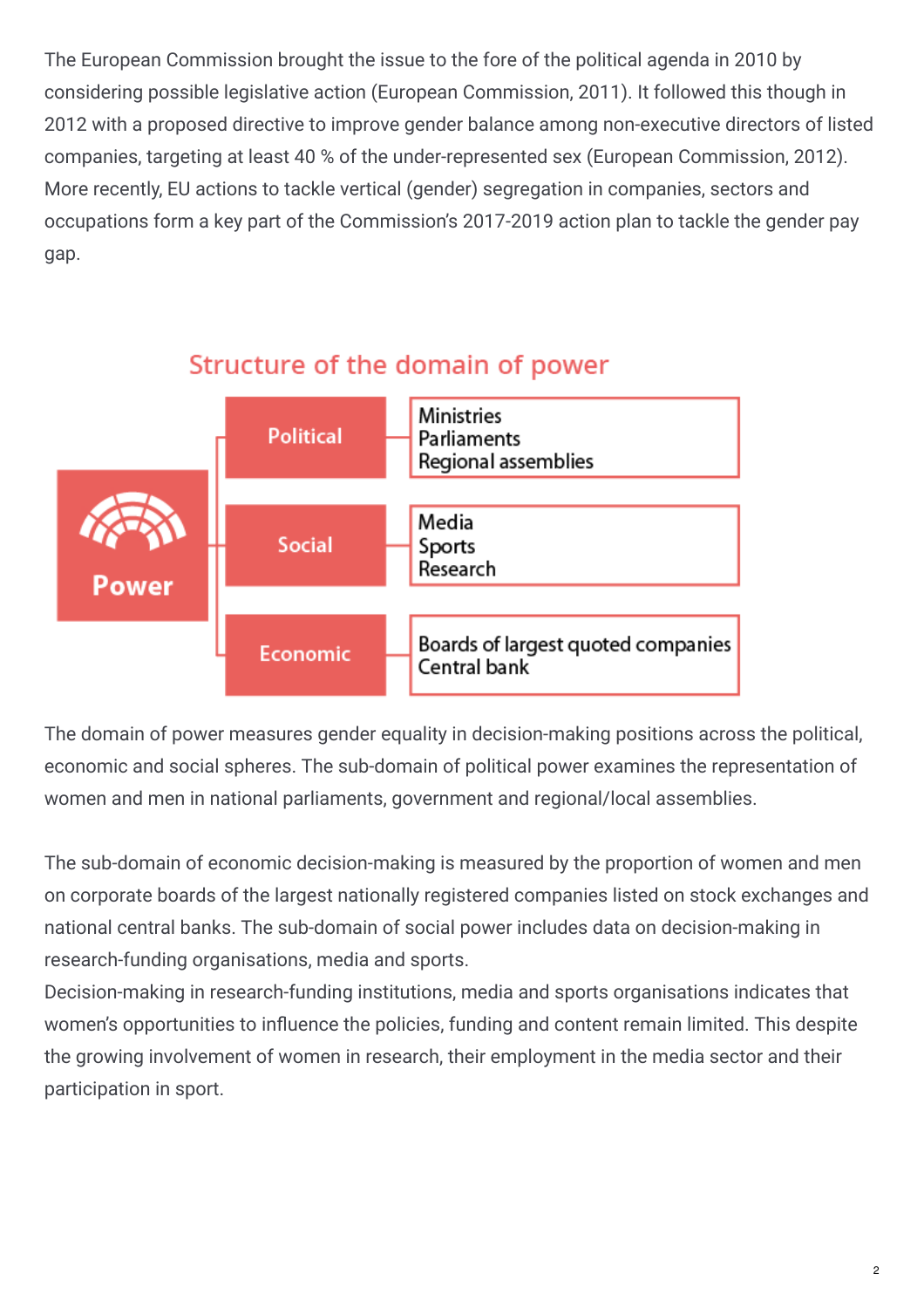The European Commission brought the issue to the fore of the political agenda in 2010 by considering possible legislative action (European Commission, 2011). It followed this though in 2012 with a proposed directive to improve gender balance among non-executive directors of listed companies, targeting at least 40 % of the under-represented sex (European Commission, 2012). More recently, EU actions to tackle vertical (gender) segregation in companies, sectors and occupations form a key part of the Commission's 2017-2019 action plan to tackle the gender pay gap.

Structure of the domain of power

Power

Political

Ministries
Parliaments
Regional assemblies

Social

Media
Sports
Research

Economic

Boards of largest quoted companies
Central bank

The domain of power measures gender equality in decision-making positions across the political, economic and social spheres. The sub-domain of political power examines the representation of women and men in national parliaments, government and regional/local assemblies.

The sub-domain of economic decision-making is measured by the proportion of women and men on corporate boards of the largest nationally registered companies listed on stock exchanges and national central banks. The sub-domain of social power includes data on decision-making in research-funding organisations, media and sports.

Decision-making in research-funding institutions, media and sports organisations indicates that women's opportunities to influence the policies, funding and content remain limited. This despite the growing involvement of women in research, their employment in the media sector and their participation in sport.